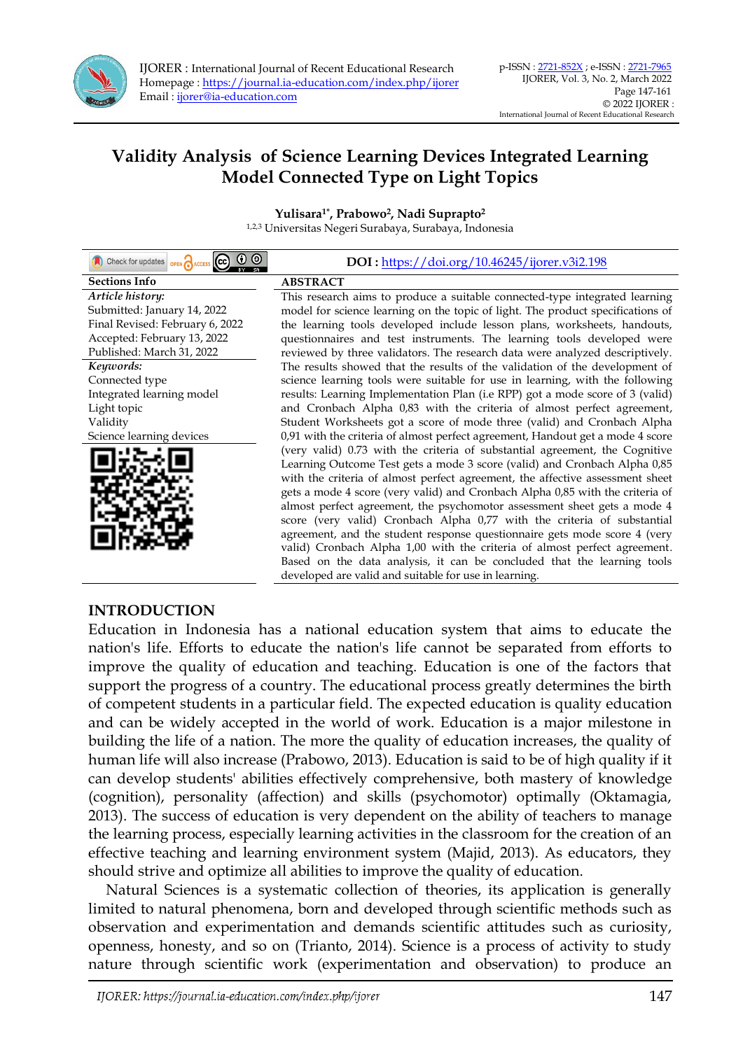# Validity Analysis of Science Learning Devices Integrated Learning Model Connected Type on Light Topics

**Yulisara[1*], Prabowo[2], Nadi Suprapto[2]**

[1,2,3] Universitas Negeri Surabaya, Surabaya, Indonesia

**DOI :** https://doi.org/10.46245/ijorer.v3i2.198

**Sections Info**

*Article history:*
Submitted: January 14, 2022
Final Revised: February 6, 2022
Accepted: February 13, 2022
Published: March 31, 2022

*Keywords:*
Connected type
Integrated learning model
Light topic
Validity
Science learning devices

**ABSTRACT**

This research aims to produce a suitable connected-type integrated learning model for science learning on the topic of light. The product specifications of the learning tools developed include lesson plans, worksheets, handouts, questionnaires and test instruments. The learning tools developed were reviewed by three validators. The research data were analyzed descriptively. The results showed that the results of the validation of the development of science learning tools were suitable for use in learning, with the following results: Learning Implementation Plan (i.e RPP) got a mode score of 3 (valid) and Cronbach Alpha 0,83 with the criteria of almost perfect agreement, Student Worksheets got a score of mode three (valid) and Cronbach Alpha 0,91 with the criteria of almost perfect agreement, Handout get a mode 4 score (very valid) 0.73 with the criteria of substantial agreement, the Cognitive Learning Outcome Test gets a mode 3 score (valid) and Cronbach Alpha 0,85 with the criteria of almost perfect agreement, the affective assessment sheet gets a mode 4 score (very valid) and Cronbach Alpha 0,85 with the criteria of almost perfect agreement, the psychomotor assessment sheet gets a mode 4 score (very valid) Cronbach Alpha 0,77 with the criteria of substantial agreement, and the student response questionnaire gets mode score 4 (very valid) Cronbach Alpha 1,00 with the criteria of almost perfect agreement. Based on the data analysis, it can be concluded that the learning tools developed are valid and suitable for use in learning.

## INTRODUCTION

Education in Indonesia has a national education system that aims to educate the nation's life. Efforts to educate the nation's life cannot be separated from efforts to improve the quality of education and teaching. Education is one of the factors that support the progress of a country. The educational process greatly determines the birth of competent students in a particular field. The expected education is quality education and can be widely accepted in the world of work. Education is a major milestone in building the life of a nation. The more the quality of education increases, the quality of human life will also increase (Prabowo, 2013). Education is said to be of high quality if it can develop students' abilities effectively comprehensive, both mastery of knowledge (cognition), personality (affection) and skills (psychomotor) optimally (Oktamagia, 2013). The success of education is very dependent on the ability of teachers to manage the learning process, especially learning activities in the classroom for the creation of an effective teaching and learning environment system (Majid, 2013). As educators, they should strive and optimize all abilities to improve the quality of education.

Natural Sciences is a systematic collection of theories, its application is generally limited to natural phenomena, born and developed through scientific methods such as observation and experimentation and demands scientific attitudes such as curiosity, openness, honesty, and so on (Trianto, 2014). Science is a process of activity to study nature through scientific work (experimentation and observation) to produce an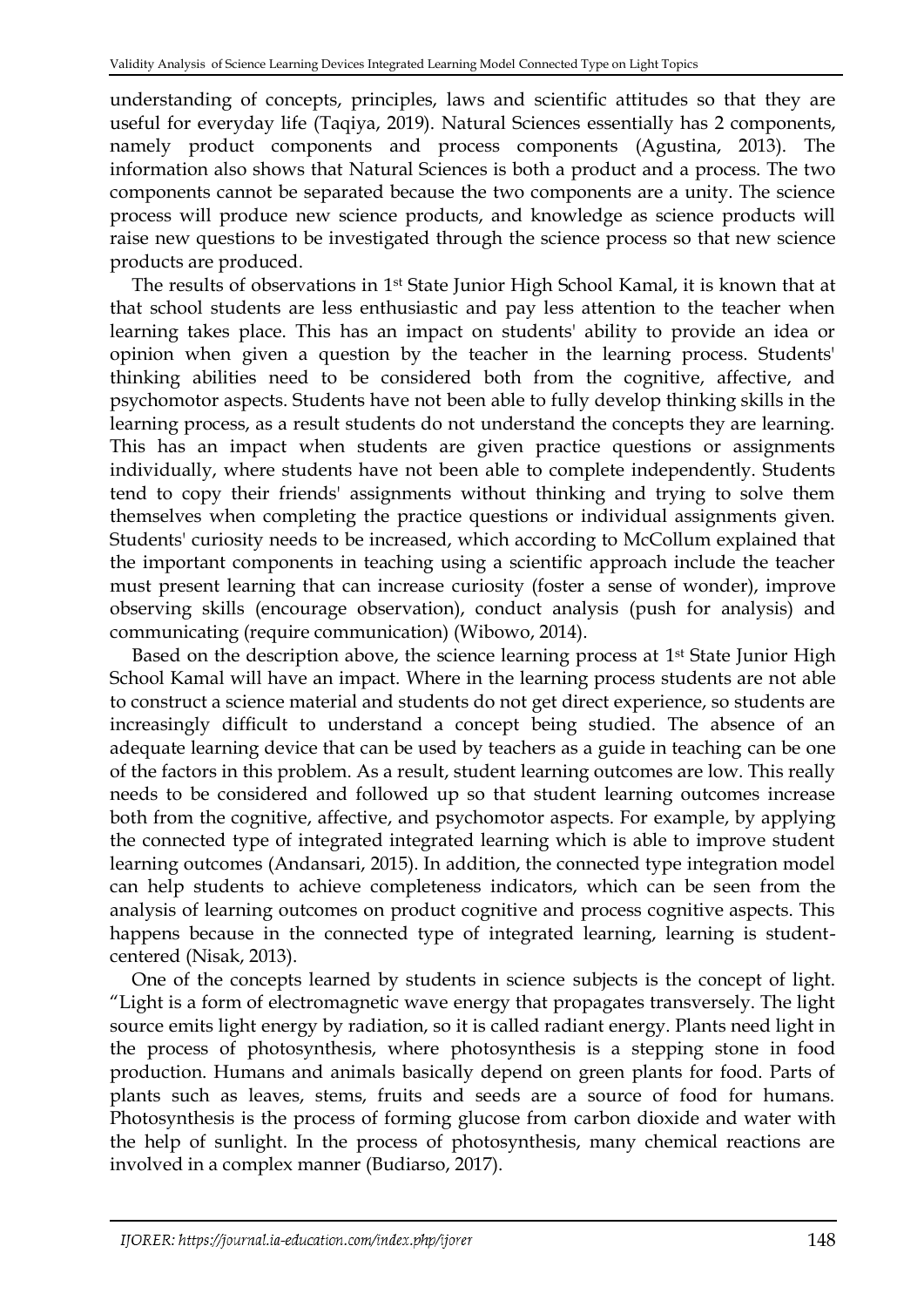understanding of concepts, principles, laws and scientific attitudes so that they are useful for everyday life (Taqiya, 2019). Natural Sciences essentially has 2 components, namely product components and process components (Agustina, 2013). The information also shows that Natural Sciences is both a product and a process. The two components cannot be separated because the two components are a unity. The science process will produce new science products, and knowledge as science products will raise new questions to be investigated through the science process so that new science products are produced.

The results of observations in 1st State Junior High School Kamal, it is known that at that school students are less enthusiastic and pay less attention to the teacher when learning takes place. This has an impact on students' ability to provide an idea or opinion when given a question by the teacher in the learning process. Students' thinking abilities need to be considered both from the cognitive, affective, and psychomotor aspects. Students have not been able to fully develop thinking skills in the learning process, as a result students do not understand the concepts they are learning. This has an impact when students are given practice questions or assignments individually, where students have not been able to complete independently. Students tend to copy their friends' assignments without thinking and trying to solve them themselves when completing the practice questions or individual assignments given. Students' curiosity needs to be increased, which according to McCollum explained that the important components in teaching using a scientific approach include the teacher must present learning that can increase curiosity (foster a sense of wonder), improve observing skills (encourage observation), conduct analysis (push for analysis) and communicating (require communication) (Wibowo, 2014).

Based on the description above, the science learning process at 1st State Junior High School Kamal will have an impact. Where in the learning process students are not able to construct a science material and students do not get direct experience, so students are increasingly difficult to understand a concept being studied. The absence of an adequate learning device that can be used by teachers as a guide in teaching can be one of the factors in this problem. As a result, student learning outcomes are low. This really needs to be considered and followed up so that student learning outcomes increase both from the cognitive, affective, and psychomotor aspects. For example, by applying the connected type of integrated integrated learning which is able to improve student learning outcomes (Andansari, 2015). In addition, the connected type integration model can help students to achieve completeness indicators, which can be seen from the analysis of learning outcomes on product cognitive and process cognitive aspects. This happens because in the connected type of integrated learning, learning is student-centered (Nisak, 2013).

One of the concepts learned by students in science subjects is the concept of light. "Light is a form of electromagnetic wave energy that propagates transversely. The light source emits light energy by radiation, so it is called radiant energy. Plants need light in the process of photosynthesis, where photosynthesis is a stepping stone in food production. Humans and animals basically depend on green plants for food. Parts of plants such as leaves, stems, fruits and seeds are a source of food for humans. Photosynthesis is the process of forming glucose from carbon dioxide and water with the help of sunlight. In the process of photosynthesis, many chemical reactions are involved in a complex manner (Budiarso, 2017).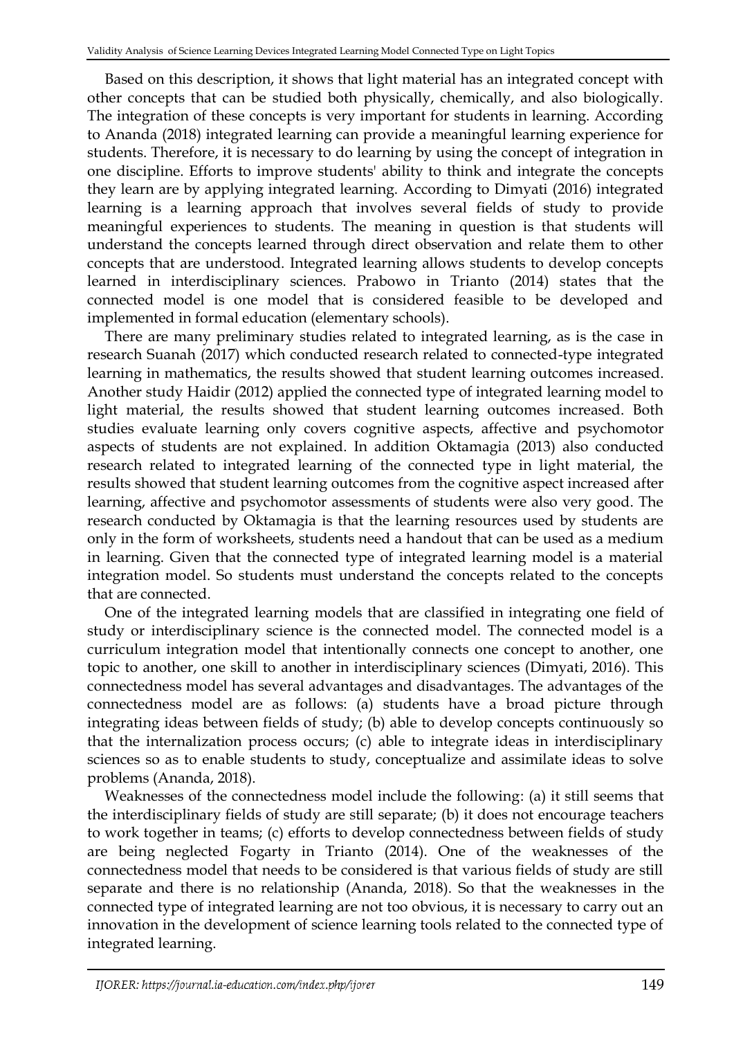Based on this description, it shows that light material has an integrated concept with other concepts that can be studied both physically, chemically, and also biologically. The integration of these concepts is very important for students in learning. According to Ananda (2018) integrated learning can provide a meaningful learning experience for students. Therefore, it is necessary to do learning by using the concept of integration in one discipline. Efforts to improve students' ability to think and integrate the concepts they learn are by applying integrated learning. According to Dimyati (2016) integrated learning is a learning approach that involves several fields of study to provide meaningful experiences to students. The meaning in question is that students will understand the concepts learned through direct observation and relate them to other concepts that are understood. Integrated learning allows students to develop concepts learned in interdisciplinary sciences. Prabowo in Trianto (2014) states that the connected model is one model that is considered feasible to be developed and implemented in formal education (elementary schools).

There are many preliminary studies related to integrated learning, as is the case in research Suanah (2017) which conducted research related to connected-type integrated learning in mathematics, the results showed that student learning outcomes increased. Another study Haidir (2012) applied the connected type of integrated learning model to light material, the results showed that student learning outcomes increased. Both studies evaluate learning only covers cognitive aspects, affective and psychomotor aspects of students are not explained. In addition Oktamagia (2013) also conducted research related to integrated learning of the connected type in light material, the results showed that student learning outcomes from the cognitive aspect increased after learning, affective and psychomotor assessments of students were also very good. The research conducted by Oktamagia is that the learning resources used by students are only in the form of worksheets, students need a handout that can be used as a medium in learning. Given that the connected type of integrated learning model is a material integration model. So students must understand the concepts related to the concepts that are connected.

One of the integrated learning models that are classified in integrating one field of study or interdisciplinary science is the connected model. The connected model is a curriculum integration model that intentionally connects one concept to another, one topic to another, one skill to another in interdisciplinary sciences (Dimyati, 2016). This connectedness model has several advantages and disadvantages. The advantages of the connectedness model are as follows: (a) students have a broad picture through integrating ideas between fields of study; (b) able to develop concepts continuously so that the internalization process occurs; (c) able to integrate ideas in interdisciplinary sciences so as to enable students to study, conceptualize and assimilate ideas to solve problems (Ananda, 2018).

Weaknesses of the connectedness model include the following: (a) it still seems that the interdisciplinary fields of study are still separate; (b) it does not encourage teachers to work together in teams; (c) efforts to develop connectedness between fields of study are being neglected Fogarty in Trianto (2014). One of the weaknesses of the connectedness model that needs to be considered is that various fields of study are still separate and there is no relationship (Ananda, 2018). So that the weaknesses in the connected type of integrated learning are not too obvious, it is necessary to carry out an innovation in the development of science learning tools related to the connected type of integrated learning.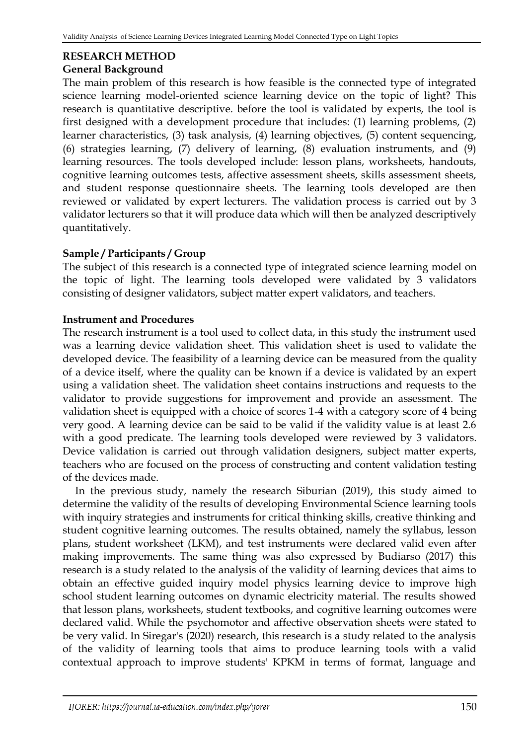## RESEARCH METHOD

### General Background

The main problem of this research is how feasible is the connected type of integrated science learning model-oriented science learning device on the topic of light? This research is quantitative descriptive. before the tool is validated by experts, the tool is first designed with a development procedure that includes: (1) learning problems, (2) learner characteristics, (3) task analysis, (4) learning objectives, (5) content sequencing, (6) strategies learning, (7) delivery of learning, (8) evaluation instruments, and (9) learning resources. The tools developed include: lesson plans, worksheets, handouts, cognitive learning outcomes tests, affective assessment sheets, skills assessment sheets, and student response questionnaire sheets. The learning tools developed are then reviewed or validated by expert lecturers. The validation process is carried out by 3 validator lecturers so that it will produce data which will then be analyzed descriptively quantitatively.

### Sample / Participants / Group

The subject of this research is a connected type of integrated science learning model on the topic of light. The learning tools developed were validated by 3 validators consisting of designer validators, subject matter expert validators, and teachers.

### Instrument and Procedures

The research instrument is a tool used to collect data, in this study the instrument used was a learning device validation sheet. This validation sheet is used to validate the developed device. The feasibility of a learning device can be measured from the quality of a device itself, where the quality can be known if a device is validated by an expert using a validation sheet. The validation sheet contains instructions and requests to the validator to provide suggestions for improvement and provide an assessment. The validation sheet is equipped with a choice of scores 1-4 with a category score of 4 being very good. A learning device can be said to be valid if the validity value is at least 2.6 with a good predicate. The learning tools developed were reviewed by 3 validators. Device validation is carried out through validation designers, subject matter experts, teachers who are focused on the process of constructing and content validation testing of the devices made.

In the previous study, namely the research Siburian (2019), this study aimed to determine the validity of the results of developing Environmental Science learning tools with inquiry strategies and instruments for critical thinking skills, creative thinking and student cognitive learning outcomes. The results obtained, namely the syllabus, lesson plans, student worksheet (LKM), and test instruments were declared valid even after making improvements. The same thing was also expressed by Budiarso (2017) this research is a study related to the analysis of the validity of learning devices that aims to obtain an effective guided inquiry model physics learning device to improve high school student learning outcomes on dynamic electricity material. The results showed that lesson plans, worksheets, student textbooks, and cognitive learning outcomes were declared valid. While the psychomotor and affective observation sheets were stated to be very valid. In Siregar's (2020) research, this research is a study related to the analysis of the validity of learning tools that aims to produce learning tools with a valid contextual approach to improve students' KPKM in terms of format, language and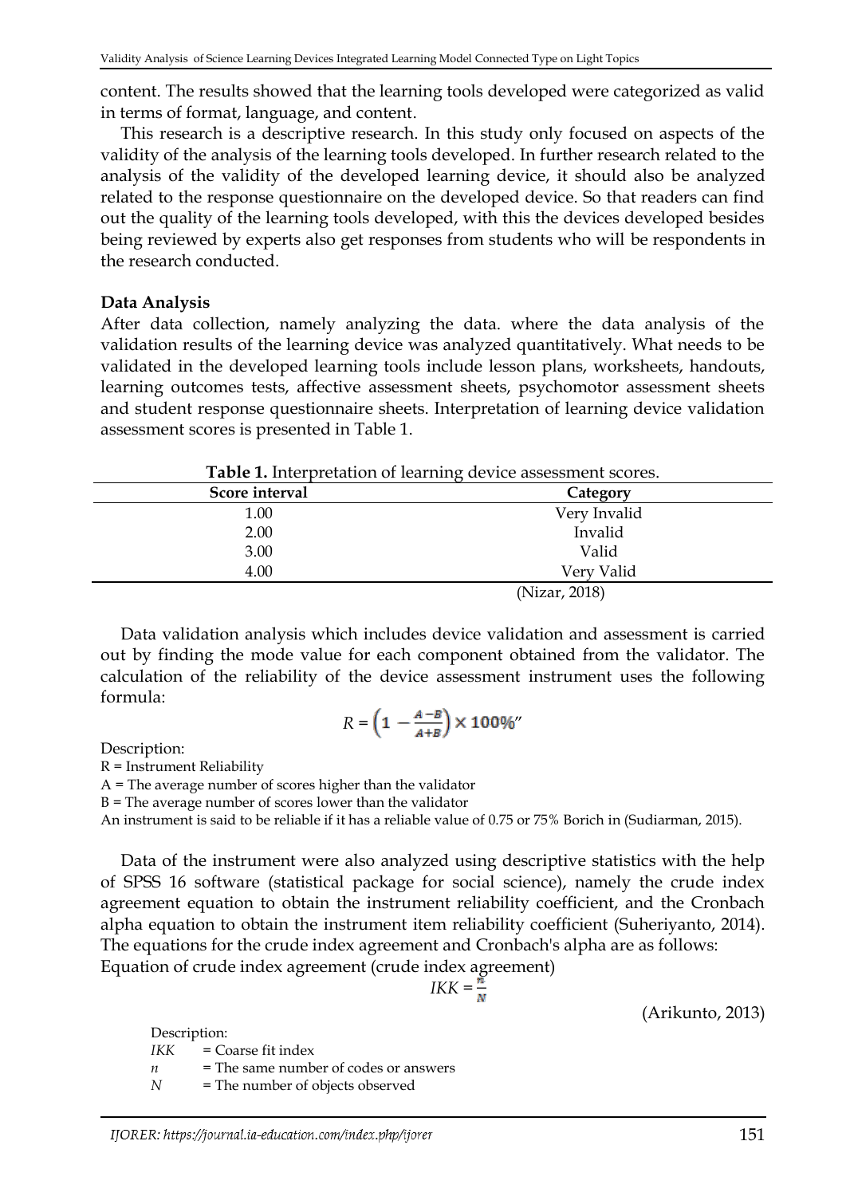content. The results showed that the learning tools developed were categorized as valid in terms of format, language, and content.

This research is a descriptive research. In this study only focused on aspects of the validity of the analysis of the learning tools developed. In further research related to the analysis of the validity of the developed learning device, it should also be analyzed related to the response questionnaire on the developed device. So that readers can find out the quality of the learning tools developed, with this the devices developed besides being reviewed by experts also get responses from students who will be respondents in the research conducted.

**Data Analysis**

After data collection, namely analyzing the data. where the data analysis of the validation results of the learning device was analyzed quantitatively. What needs to be validated in the developed learning tools include lesson plans, worksheets, handouts, learning outcomes tests, affective assessment sheets, psychomotor assessment sheets and student response questionnaire sheets. Interpretation of learning device validation assessment scores is presented in Table 1.

**Table 1.** Interpretation of learning device assessment scores.

| Score interval | Category |
|---|---|
| 1.00 | Very Invalid |
| 2.00 | Invalid |
| 3.00 | Valid |
| 4.00 | Very Valid |

(Nizar, 2018)

Data validation analysis which includes device validation and assessment is carried out by finding the mode value for each component obtained from the validator. The calculation of the reliability of the device assessment instrument uses the following formula:

$$R = \left(1 - \frac{A-B}{A+B}\right) \times 100\%"$$

Description:
R = Instrument Reliability
A = The average number of scores higher than the validator
B = The average number of scores lower than the validator
An instrument is said to be reliable if it has a reliable value of 0.75 or 75% Borich in (Sudiarman, 2015).

Data of the instrument were also analyzed using descriptive statistics with the help of SPSS 16 software (statistical package for social science), namely the crude index agreement equation to obtain the instrument reliability coefficient, and the Cronbach alpha equation to obtain the instrument item reliability coefficient (Suheriyanto, 2014). The equations for the crude index agreement and Cronbach's alpha are as follows:
Equation of crude index agreement (crude index agreement)

$$IKK = \frac{n}{N}$$

(Arikunto, 2013)

Description:
*IKK* = Coarse fit index
*n* = The same number of codes or answers
*N* = The number of objects observed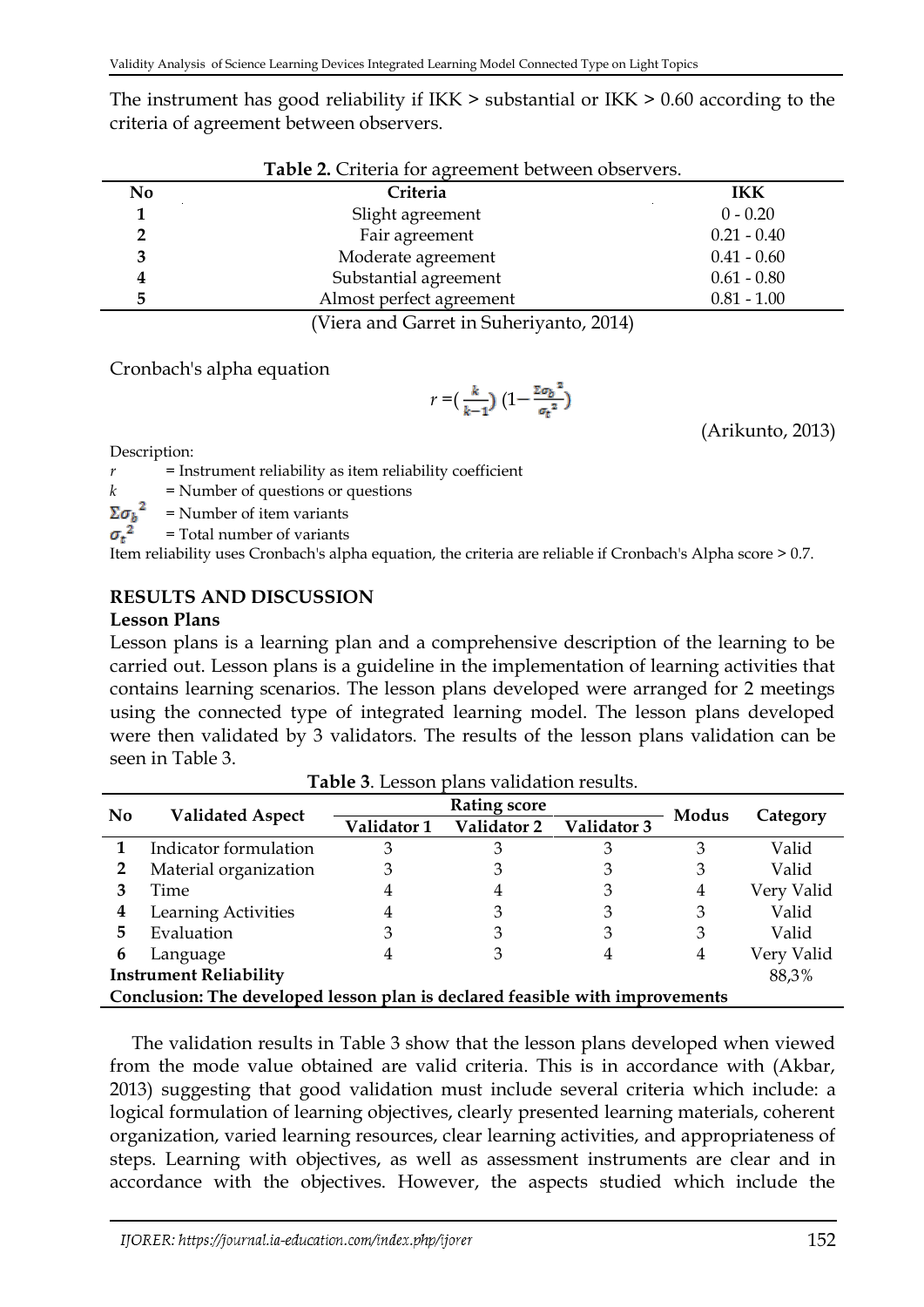The instrument has good reliability if IKK > substantial or IKK > 0.60 according to the criteria of agreement between observers.

**Table 2.** Criteria for agreement between observers.

| No | Criteria | IKK |
|---|---|---|
| 1 | Slight agreement | 0 - 0.20 |
| 2 | Fair agreement | 0.21 - 0.40 |
| 3 | Moderate agreement | 0.41 - 0.60 |
| 4 | Substantial agreement | 0.61 - 0.80 |
| 5 | Almost perfect agreement | 0.81 - 1.00 |

(Viera and Garret in Suheriyanto, 2014)

Cronbach's alpha equation

$$r = \left(\frac{k}{k-1}\right)\left(1 - \frac{\Sigma\sigma_b^{\,2}}{\sigma_t^{\,2}}\right)$$

(Arikunto, 2013)

Description:

$r$ = Instrument reliability as item reliability coefficient
$k$ = Number of questions or questions
$\Sigma\sigma_b^{\,2}$ = Number of item variants
$\sigma_t^{\,2}$ = Total number of variants

Item reliability uses Cronbach's alpha equation, the criteria are reliable if Cronbach's Alpha score > 0.7.

## RESULTS AND DISCUSSION

### Lesson Plans

Lesson plans is a learning plan and a comprehensive description of the learning to be carried out. Lesson plans is a guideline in the implementation of learning activities that contains learning scenarios. The lesson plans developed were arranged for 2 meetings using the connected type of integrated learning model. The lesson plans developed were then validated by 3 validators. The results of the lesson plans validation can be seen in Table 3.

**Table 3**. Lesson plans validation results.

| No | Validated Aspect | Rating score | | | Modus | Category |
|---|---|---|---|---|---|---|
| | | Validator 1 | Validator 2 | Validator 3 | | |
| 1 | Indicator formulation | 3 | 3 | 3 | 3 | Valid |
| 2 | Material organization | 3 | 3 | 3 | 3 | Valid |
| 3 | Time | 4 | 4 | 3 | 4 | Very Valid |
| 4 | Learning Activities | 4 | 3 | 3 | 3 | Valid |
| 5 | Evaluation | 3 | 3 | 3 | 3 | Valid |
| 6 | Language | 4 | 3 | 4 | 4 | Very Valid |
| **Instrument Reliability** | | | | | | 88,3% |
| **Conclusion: The developed lesson plan is declared feasible with improvements** | | | | | | |

The validation results in Table 3 show that the lesson plans developed when viewed from the mode value obtained are valid criteria. This is in accordance with (Akbar, 2013) suggesting that good validation must include several criteria which include: a logical formulation of learning objectives, clearly presented learning materials, coherent organization, varied learning resources, clear learning activities, and appropriateness of steps. Learning with objectives, as well as assessment instruments are clear and in accordance with the objectives. However, the aspects studied which include the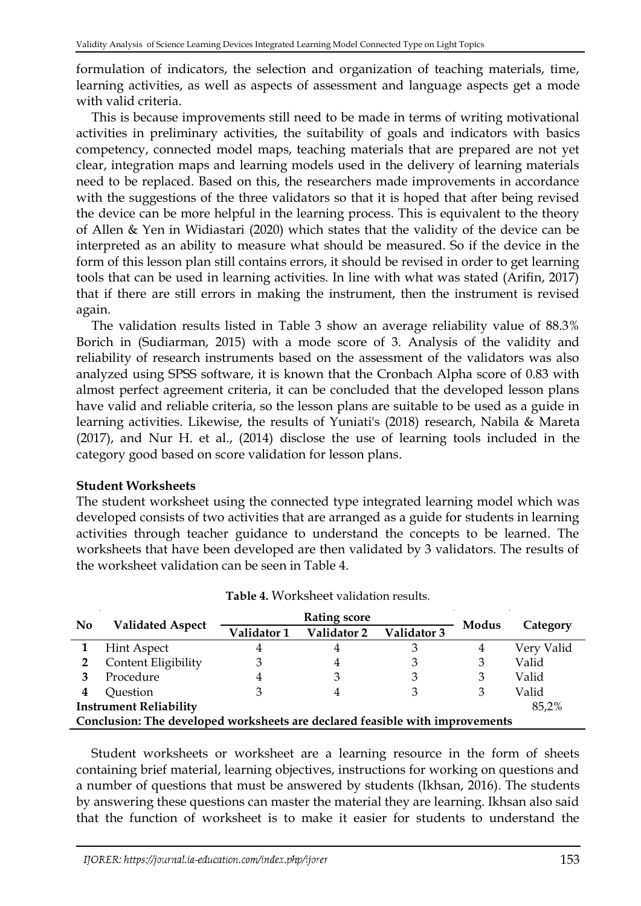formulation of indicators, the selection and organization of teaching materials, time, learning activities, as well as aspects of assessment and language aspects get a mode with valid criteria.

This is because improvements still need to be made in terms of writing motivational activities in preliminary activities, the suitability of goals and indicators with basics competency, connected model maps, teaching materials that are prepared are not yet clear, integration maps and learning models used in the delivery of learning materials need to be replaced. Based on this, the researchers made improvements in accordance with the suggestions of the three validators so that it is hoped that after being revised the device can be more helpful in the learning process. This is equivalent to the theory of Allen & Yen in Widiastari (2020) which states that the validity of the device can be interpreted as an ability to measure what should be measured. So if the device in the form of this lesson plan still contains errors, it should be revised in order to get learning tools that can be used in learning activities. In line with what was stated (Arifin, 2017) that if there are still errors in making the instrument, then the instrument is revised again.

The validation results listed in Table 3 show an average reliability value of 88.3% Borich in (Sudiarman, 2015) with a mode score of 3. Analysis of the validity and reliability of research instruments based on the assessment of the validators was also analyzed using SPSS software, it is known that the Cronbach Alpha score of 0.83 with almost perfect agreement criteria, it can be concluded that the developed lesson plans have valid and reliable criteria, so the lesson plans are suitable to be used as a guide in learning activities. Likewise, the results of Yuniati's (2018) research, Nabila & Mareta (2017), and Nur H. et al., (2014) disclose the use of learning tools included in the category good based on score validation for lesson plans.

**Student Worksheets**

The student worksheet using the connected type integrated learning model which was developed consists of two activities that are arranged as a guide for students in learning activities through teacher guidance to understand the concepts to be learned. The worksheets that have been developed are then validated by 3 validators. The results of the worksheet validation can be seen in Table 4.

**Table 4.** Worksheet validation results.

| No | Validated Aspect | Rating score | | | Modus | Category |
|---|---|---|---|---|---|---|
| | | Validator 1 | Validator 2 | Validator 3 | | |
| 1 | Hint Aspect | 4 | 4 | 3 | 4 | Very Valid |
| 2 | Content Eligibility | 3 | 4 | 3 | 3 | Valid |
| 3 | Procedure | 4 | 3 | 3 | 3 | Valid |
| 4 | Question | 3 | 4 | 3 | 3 | Valid |
| **Instrument Reliability** | | | | | | 85,2% |
| **Conclusion: The developed worksheets are declared feasible with improvements** | | | | | | |

Student worksheets or worksheet are a learning resource in the form of sheets containing brief material, learning objectives, instructions for working on questions and a number of questions that must be answered by students (Ikhsan, 2016). The students by answering these questions can master the material they are learning. Ikhsan also said that the function of worksheet is to make it easier for students to understand the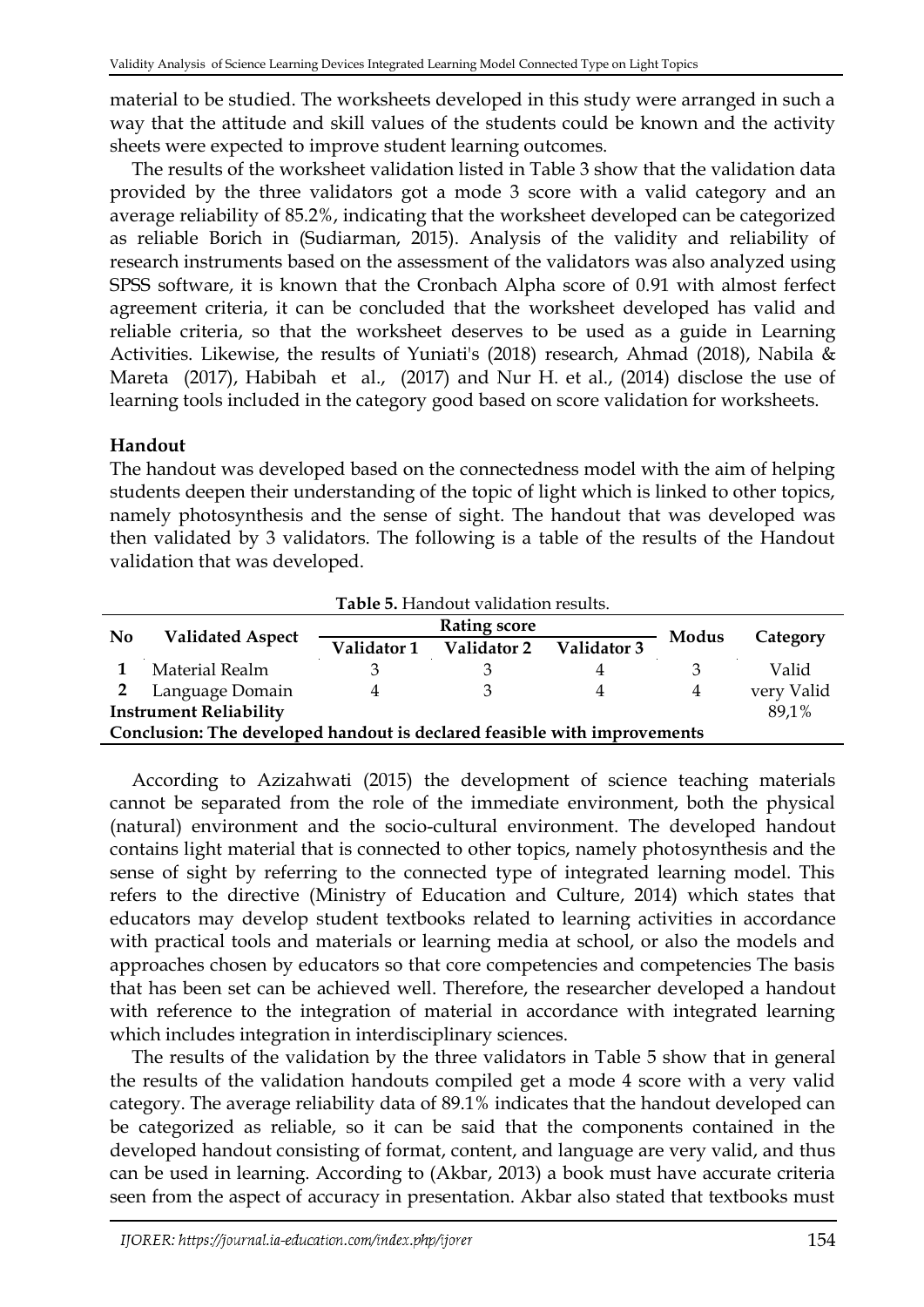material to be studied. The worksheets developed in this study were arranged in such a way that the attitude and skill values of the students could be known and the activity sheets were expected to improve student learning outcomes.

The results of the worksheet validation listed in Table 3 show that the validation data provided by the three validators got a mode 3 score with a valid category and an average reliability of 85.2%, indicating that the worksheet developed can be categorized as reliable Borich in (Sudiarman, 2015). Analysis of the validity and reliability of research instruments based on the assessment of the validators was also analyzed using SPSS software, it is known that the Cronbach Alpha score of 0.91 with almost ferfect agreement criteria, it can be concluded that the worksheet developed has valid and reliable criteria, so that the worksheet deserves to be used as a guide in Learning Activities. Likewise, the results of Yuniati's (2018) research, Ahmad (2018), Nabila & Mareta (2017), Habibah et al., (2017) and Nur H. et al., (2014) disclose the use of learning tools included in the category good based on score validation for worksheets.

**Handout**

The handout was developed based on the connectedness model with the aim of helping students deepen their understanding of the topic of light which is linked to other topics, namely photosynthesis and the sense of sight. The handout that was developed was then validated by 3 validators. The following is a table of the results of the Handout validation that was developed.

**Table 5.** Handout validation results.

| No | Validated Aspect | Rating score | | | Modus | Category |
|---|---|---|---|---|---|---|
| | | Validator 1 | Validator 2 | Validator 3 | | |
| **1** | Material Realm | 3 | 3 | 4 | 3 | Valid |
| **2** | Language Domain | 4 | 3 | 4 | 4 | very Valid |
| **Instrument Reliability** | | | | | | 89,1% |
| **Conclusion: The developed handout is declared feasible with improvements** | | | | | | |

According to Azizahwati (2015) the development of science teaching materials cannot be separated from the role of the immediate environment, both the physical (natural) environment and the socio-cultural environment. The developed handout contains light material that is connected to other topics, namely photosynthesis and the sense of sight by referring to the connected type of integrated learning model. This refers to the directive (Ministry of Education and Culture, 2014) which states that educators may develop student textbooks related to learning activities in accordance with practical tools and materials or learning media at school, or also the models and approaches chosen by educators so that core competencies and competencies The basis that has been set can be achieved well. Therefore, the researcher developed a handout with reference to the integration of material in accordance with integrated learning which includes integration in interdisciplinary sciences.

The results of the validation by the three validators in Table 5 show that in general the results of the validation handouts compiled get a mode 4 score with a very valid category. The average reliability data of 89.1% indicates that the handout developed can be categorized as reliable, so it can be said that the components contained in the developed handout consisting of format, content, and language are very valid, and thus can be used in learning. According to (Akbar, 2013) a book must have accurate criteria seen from the aspect of accuracy in presentation. Akbar also stated that textbooks must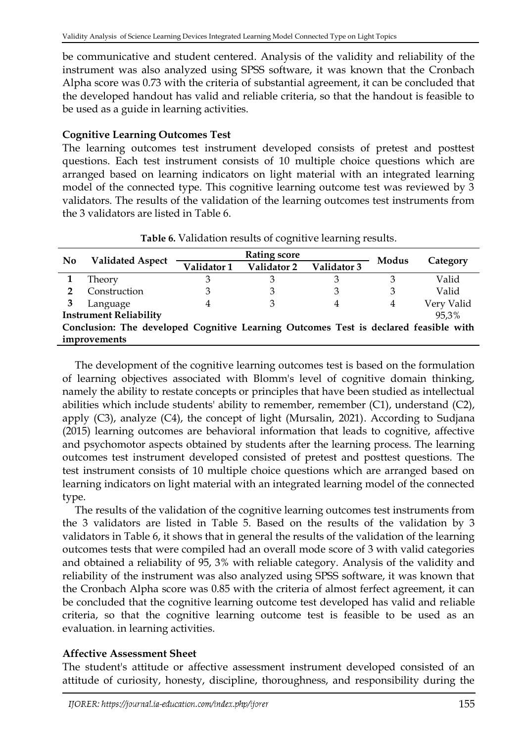be communicative and student centered. Analysis of the validity and reliability of the instrument was also analyzed using SPSS software, it was known that the Cronbach Alpha score was 0.73 with the criteria of substantial agreement, it can be concluded that the developed handout has valid and reliable criteria, so that the handout is feasible to be used as a guide in learning activities.

**Cognitive Learning Outcomes Test**

The learning outcomes test instrument developed consists of pretest and posttest questions. Each test instrument consists of 10 multiple choice questions which are arranged based on learning indicators on light material with an integrated learning model of the connected type. This cognitive learning outcome test was reviewed by 3 validators. The results of the validation of the learning outcomes test instruments from the 3 validators are listed in Table 6.

**Table 6.** Validation results of cognitive learning results.

| No | Validated Aspect | Rating score | | | Modus | Category |
|---|---|---|---|---|---|---|
| | | Validator 1 | Validator 2 | Validator 3 | | |
| **1** | Theory | 3 | 3 | 3 | 3 | Valid |
| **2** | Construction | 3 | 3 | 3 | 3 | Valid |
| **3** | Language | 4 | 3 | 4 | 4 | Very Valid |
| **Instrument Reliability** | | | | | | 95,3% |
| **Conclusion: The developed Cognitive Learning Outcomes Test is declared feasible with improvements** | | | | | | |

The development of the cognitive learning outcomes test is based on the formulation of learning objectives associated with Blomm's level of cognitive domain thinking, namely the ability to restate concepts or principles that have been studied as intellectual abilities which include students' ability to remember, remember (C1), understand (C2), apply (C3), analyze (C4), the concept of light (Mursalin, 2021). According to Sudjana (2015) learning outcomes are behavioral information that leads to cognitive, affective and psychomotor aspects obtained by students after the learning process. The learning outcomes test instrument developed consisted of pretest and posttest questions. The test instrument consists of 10 multiple choice questions which are arranged based on learning indicators on light material with an integrated learning model of the connected type.

The results of the validation of the cognitive learning outcomes test instruments from the 3 validators are listed in Table 5. Based on the results of the validation by 3 validators in Table 6, it shows that in general the results of the validation of the learning outcomes tests that were compiled had an overall mode score of 3 with valid categories and obtained a reliability of 95, 3% with reliable category. Analysis of the validity and reliability of the instrument was also analyzed using SPSS software, it was known that the Cronbach Alpha score was 0.85 with the criteria of almost ferfect agreement, it can be concluded that the cognitive learning outcome test developed has valid and reliable criteria, so that the cognitive learning outcome test is feasible to be used as an evaluation. in learning activities.

**Affective Assessment Sheet**

The student's attitude or affective assessment instrument developed consisted of an attitude of curiosity, honesty, discipline, thoroughness, and responsibility during the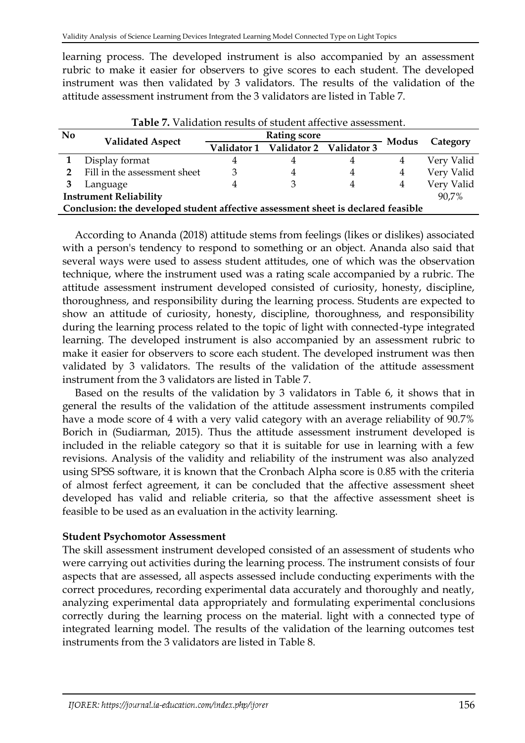learning process. The developed instrument is also accompanied by an assessment rubric to make it easier for observers to give scores to each student. The developed instrument was then validated by 3 validators. The results of the validation of the attitude assessment instrument from the 3 validators are listed in Table 7.

**Table 7.** Validation results of student affective assessment.

| No | Validated Aspect | Rating score | | | Modus | Category |
|---|---|---|---|---|---|---|
| | | Validator 1 | Validator 2 | Validator 3 | | |
| **1** | Display format | 4 | 4 | 4 | 4 | Very Valid |
| **2** | Fill in the assessment sheet | 3 | 4 | 4 | 4 | Very Valid |
| **3** | Language | 4 | 3 | 4 | 4 | Very Valid |
| **Instrument Reliability** | | | | | | 90,7% |
| **Conclusion: the developed student affective assessment sheet is declared feasible** | | | | | | |

According to Ananda (2018) attitude stems from feelings (likes or dislikes) associated with a person's tendency to respond to something or an object. Ananda also said that several ways were used to assess student attitudes, one of which was the observation technique, where the instrument used was a rating scale accompanied by a rubric. The attitude assessment instrument developed consisted of curiosity, honesty, discipline, thoroughness, and responsibility during the learning process. Students are expected to show an attitude of curiosity, honesty, discipline, thoroughness, and responsibility during the learning process related to the topic of light with connected-type integrated learning. The developed instrument is also accompanied by an assessment rubric to make it easier for observers to score each student. The developed instrument was then validated by 3 validators. The results of the validation of the attitude assessment instrument from the 3 validators are listed in Table 7.

Based on the results of the validation by 3 validators in Table 6, it shows that in general the results of the validation of the attitude assessment instruments compiled have a mode score of 4 with a very valid category with an average reliability of 90.7% Borich in (Sudiarman, 2015). Thus the attitude assessment instrument developed is included in the reliable category so that it is suitable for use in learning with a few revisions. Analysis of the validity and reliability of the instrument was also analyzed using SPSS software, it is known that the Cronbach Alpha score is 0.85 with the criteria of almost ferfect agreement, it can be concluded that the affective assessment sheet developed has valid and reliable criteria, so that the affective assessment sheet is feasible to be used as an evaluation in the activity learning.

**Student Psychomotor Assessment**

The skill assessment instrument developed consisted of an assessment of students who were carrying out activities during the learning process. The instrument consists of four aspects that are assessed, all aspects assessed include conducting experiments with the correct procedures, recording experimental data accurately and thoroughly and neatly, analyzing experimental data appropriately and formulating experimental conclusions correctly during the learning process on the material. light with a connected type of integrated learning model. The results of the validation of the learning outcomes test instruments from the 3 validators are listed in Table 8.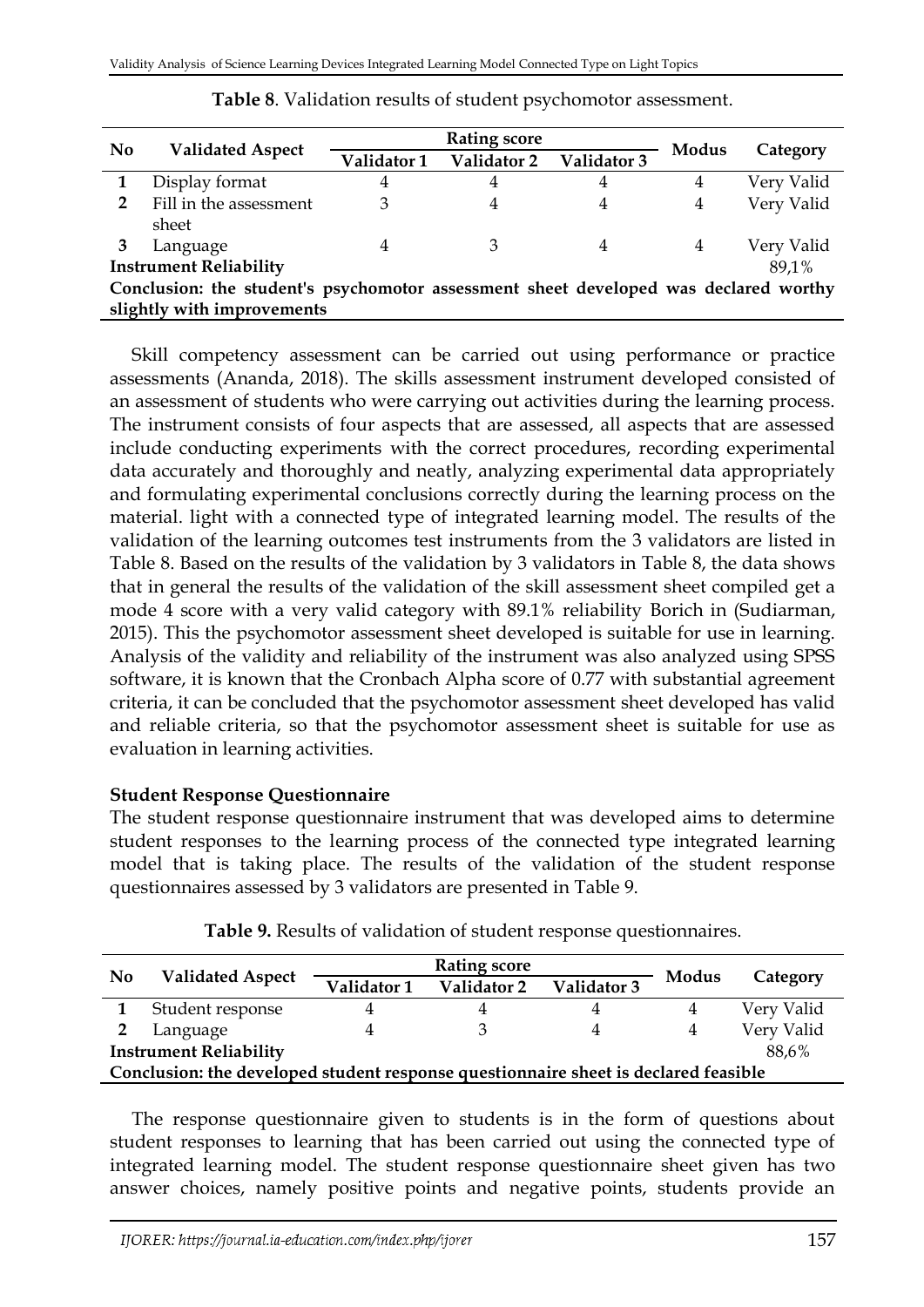**Table 8**. Validation results of student psychomotor assessment.

| No | Validated Aspect | Rating score | | | Modus | Category |
|---|---|---|---|---|---|---|
| | | Validator 1 | Validator 2 | Validator 3 | | |
| 1 | Display format | 4 | 4 | 4 | 4 | Very Valid |
| 2 | Fill in the assessment sheet | 3 | 4 | 4 | 4 | Very Valid |
| 3 | Language | 4 | 3 | 4 | 4 | Very Valid |
| **Instrument Reliability** | | | | | | 89,1% |
| **Conclusion: the student's psychomotor assessment sheet developed was declared worthy slightly with improvements** | | | | | | |

Skill competency assessment can be carried out using performance or practice assessments (Ananda, 2018). The skills assessment instrument developed consisted of an assessment of students who were carrying out activities during the learning process. The instrument consists of four aspects that are assessed, all aspects that are assessed include conducting experiments with the correct procedures, recording experimental data accurately and thoroughly and neatly, analyzing experimental data appropriately and formulating experimental conclusions correctly during the learning process on the material. light with a connected type of integrated learning model. The results of the validation of the learning outcomes test instruments from the 3 validators are listed in Table 8. Based on the results of the validation by 3 validators in Table 8, the data shows that in general the results of the validation of the skill assessment sheet compiled get a mode 4 score with a very valid category with 89.1% reliability Borich in (Sudiarman, 2015). This the psychomotor assessment sheet developed is suitable for use in learning. Analysis of the validity and reliability of the instrument was also analyzed using SPSS software, it is known that the Cronbach Alpha score of 0.77 with substantial agreement criteria, it can be concluded that the psychomotor assessment sheet developed has valid and reliable criteria, so that the psychomotor assessment sheet is suitable for use as evaluation in learning activities.

**Student Response Questionnaire**

The student response questionnaire instrument that was developed aims to determine student responses to the learning process of the connected type integrated learning model that is taking place. The results of the validation of the student response questionnaires assessed by 3 validators are presented in Table 9.

**Table 9.** Results of validation of student response questionnaires.

| No | Validated Aspect | Rating score | | | Modus | Category |
|---|---|---|---|---|---|---|
| | | Validator 1 | Validator 2 | Validator 3 | | |
| 1 | Student response | 4 | 4 | 4 | 4 | Very Valid |
| 2 | Language | 4 | 3 | 4 | 4 | Very Valid |
| **Instrument Reliability** | | | | | | 88,6% |
| **Conclusion: the developed student response questionnaire sheet is declared feasible** | | | | | | |

The response questionnaire given to students is in the form of questions about student responses to learning that has been carried out using the connected type of integrated learning model. The student response questionnaire sheet given has two answer choices, namely positive points and negative points, students provide an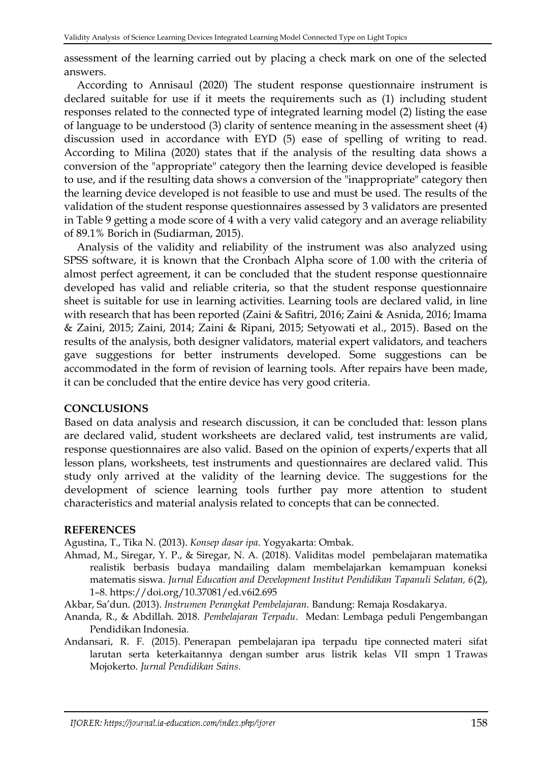assessment of the learning carried out by placing a check mark on one of the selected answers.

According to Annisaul (2020) The student response questionnaire instrument is declared suitable for use if it meets the requirements such as (1) including student responses related to the connected type of integrated learning model (2) listing the ease of language to be understood (3) clarity of sentence meaning in the assessment sheet (4) discussion used in accordance with EYD (5) ease of spelling of writing to read. According to Milina (2020) states that if the analysis of the resulting data shows a conversion of the "appropriate" category then the learning device developed is feasible to use, and if the resulting data shows a conversion of the "inappropriate" category then the learning device developed is not feasible to use and must be used. The results of the validation of the student response questionnaires assessed by 3 validators are presented in Table 9 getting a mode score of 4 with a very valid category and an average reliability of 89.1% Borich in (Sudiarman, 2015).

Analysis of the validity and reliability of the instrument was also analyzed using SPSS software, it is known that the Cronbach Alpha score of 1.00 with the criteria of almost perfect agreement, it can be concluded that the student response questionnaire developed has valid and reliable criteria, so that the student response questionnaire sheet is suitable for use in learning activities. Learning tools are declared valid, in line with research that has been reported (Zaini & Safitri, 2016; Zaini & Asnida, 2016; Imama & Zaini, 2015; Zaini, 2014; Zaini & Ripani, 2015; Setyowati et al., 2015). Based on the results of the analysis, both designer validators, material expert validators, and teachers gave suggestions for better instruments developed. Some suggestions can be accommodated in the form of revision of learning tools. After repairs have been made, it can be concluded that the entire device has very good criteria.

## CONCLUSIONS

Based on data analysis and research discussion, it can be concluded that: lesson plans are declared valid, student worksheets are declared valid, test instruments are valid, response questionnaires are also valid. Based on the opinion of experts/experts that all lesson plans, worksheets, test instruments and questionnaires are declared valid. This study only arrived at the validity of the learning device. The suggestions for the development of science learning tools further pay more attention to student characteristics and material analysis related to concepts that can be connected.

## REFERENCES

Agustina, T., Tika N. (2013). *Konsep dasar ipa*. Yogyakarta: Ombak.

Ahmad, M., Siregar, Y. P., & Siregar, N. A. (2018). Validitas model pembelajaran matematika realistik berbasis budaya mandailing dalam membelajarkan kemampuan koneksi matematis siswa. *Jurnal Education and Development Institut Pendidikan Tapanuli Selatan, 6*(2), 1–8. https://doi.org/10.37081/ed.v6i2.695

Akbar, Sa'dun. (2013). *Instrumen Perangkat Pembelajaran.* Bandung: Remaja Rosdakarya.

Ananda, R., & Abdillah. 2018. *Pembelajaran Terpadu*. Medan: Lembaga peduli Pengembangan Pendidikan Indonesia.

Andansari, R. F. (2015). Penerapan pembelajaran ipa terpadu tipe connected materi sifat larutan serta keterkaitannya dengan sumber arus listrik kelas VII smpn 1 Trawas Mojokerto. *Jurnal Pendidikan Sains*.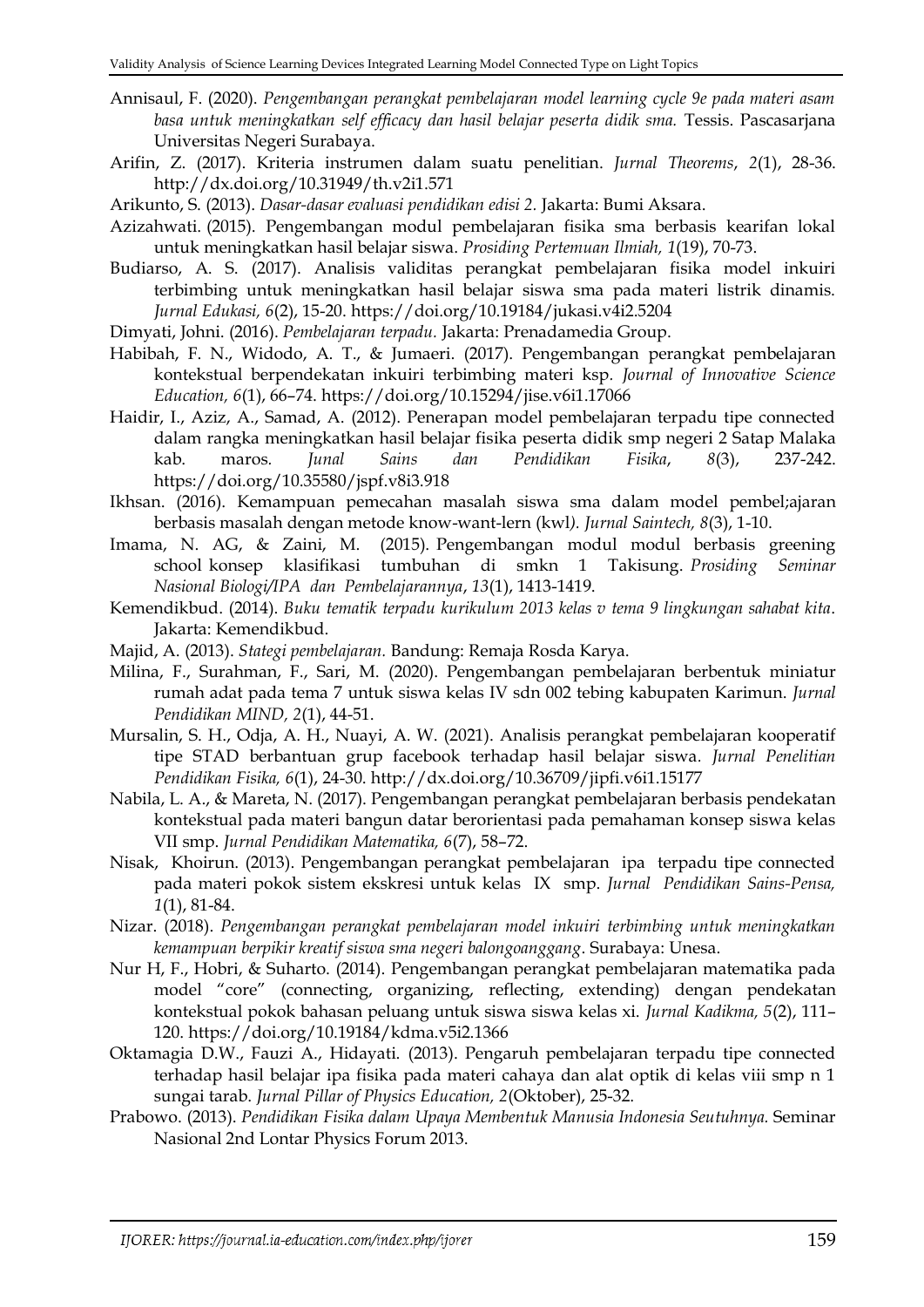Annisaul, F. (2020). *Pengembangan perangkat pembelajaran model learning cycle 9e pada materi asam basa untuk meningkatkan self efficacy dan hasil belajar peserta didik sma.* Tessis. Pascasarjana Universitas Negeri Surabaya.

Arifin, Z. (2017). Kriteria instrumen dalam suatu penelitian. *Jurnal Theorems*, *2*(1), 28-36. http://dx.doi.org/10.31949/th.v2i1.571

Arikunto, S. (2013). *Dasar-dasar evaluasi pendidikan edisi 2.* Jakarta: Bumi Aksara.

Azizahwati. (2015). Pengembangan modul pembelajaran fisika sma berbasis kearifan lokal untuk meningkatkan hasil belajar siswa. *Prosiding Pertemuan Ilmiah, 1*(19), 70-73.

Budiarso, A. S. (2017). Analisis validitas perangkat pembelajaran fisika model inkuiri terbimbing untuk meningkatkan hasil belajar siswa sma pada materi listrik dinamis. *Jurnal Edukasi, 6*(2), 15-20. https://doi.org/10.19184/jukasi.v4i2.5204

Dimyati, Johni. (2016). *Pembelajaran terpadu.* Jakarta: Prenadamedia Group.

Habibah, F. N., Widodo, A. T., & Jumaeri. (2017). Pengembangan perangkat pembelajaran kontekstual berpendekatan inkuiri terbimbing materi ksp. *Journal of Innovative Science Education, 6*(1), 66–74. https://doi.org/10.15294/jise.v6i1.17066

Haidir, I., Aziz, A., Samad, A. (2012). Penerapan model pembelajaran terpadu tipe connected dalam rangka meningkatkan hasil belajar fisika peserta didik smp negeri 2 Satap Malaka kab. maros. *Junal Sains dan Pendidikan Fisika*, *8*(3), 237-242. https://doi.org/10.35580/jspf.v8i3.918

Ikhsan. (2016). Kemampuan pemecahan masalah siswa sma dalam model pembel;ajaran berbasis masalah dengan metode know-want-lern (kwl*). Jurnal Saintech, 8*(3), 1-10.

Imama, N. AG, & Zaini, M. (2015). Pengembangan modul modul berbasis greening school konsep klasifikasi tumbuhan di smkn 1 Takisung. *Prosiding Seminar Nasional Biologi/IPA dan Pembelajarannya*, *13*(1), 1413-1419.

Kemendikbud. (2014). *Buku tematik terpadu kurikulum 2013 kelas v tema 9 lingkungan sahabat kita*. Jakarta: Kemendikbud.

Majid, A. (2013). *Stategi pembelajaran.* Bandung: Remaja Rosda Karya.

Milina, F., Surahman, F., Sari, M. (2020). Pengembangan pembelajaran berbentuk miniatur rumah adat pada tema 7 untuk siswa kelas IV sdn 002 tebing kabupaten Karimun. *Jurnal Pendidikan MIND, 2*(1), 44-51.

Mursalin, S. H., Odja, A. H., Nuayi, A. W. (2021). Analisis perangkat pembelajaran kooperatif tipe STAD berbantuan grup facebook terhadap hasil belajar siswa. *Jurnal Penelitian Pendidikan Fisika, 6*(1), 24-30. http://dx.doi.org/10.36709/jipfi.v6i1.15177

Nabila, L. A., & Mareta, N. (2017). Pengembangan perangkat pembelajaran berbasis pendekatan kontekstual pada materi bangun datar berorientasi pada pemahaman konsep siswa kelas VII smp. *Jurnal Pendidikan Matematika, 6*(7), 58–72.

Nisak, Khoirun. (2013). Pengembangan perangkat pembelajaran ipa terpadu tipe connected pada materi pokok sistem ekskresi untuk kelas IX smp. *Jurnal Pendidikan Sains-Pensa, 1*(1), 81-84.

Nizar. (2018). *Pengembangan perangkat pembelajaran model inkuiri terbimbing untuk meningkatkan kemampuan berpikir kreatif siswa sma negeri balongoanggang*. Surabaya: Unesa.

Nur H, F., Hobri, & Suharto. (2014). Pengembangan perangkat pembelajaran matematika pada model "core" (connecting, organizing, reflecting, extending) dengan pendekatan kontekstual pokok bahasan peluang untuk siswa siswa kelas xi. *Jurnal Kadikma, 5*(2), 111–120. https://doi.org/10.19184/kdma.v5i2.1366

Oktamagia D.W., Fauzi A., Hidayati. (2013). Pengaruh pembelajaran terpadu tipe connected terhadap hasil belajar ipa fisika pada materi cahaya dan alat optik di kelas viii smp n 1 sungai tarab. *Jurnal Pillar of Physics Education, 2*(Oktober), 25-32.

Prabowo. (2013). *Pendidikan Fisika dalam Upaya Membentuk Manusia Indonesia Seutuhnya.* Seminar Nasional 2nd Lontar Physics Forum 2013.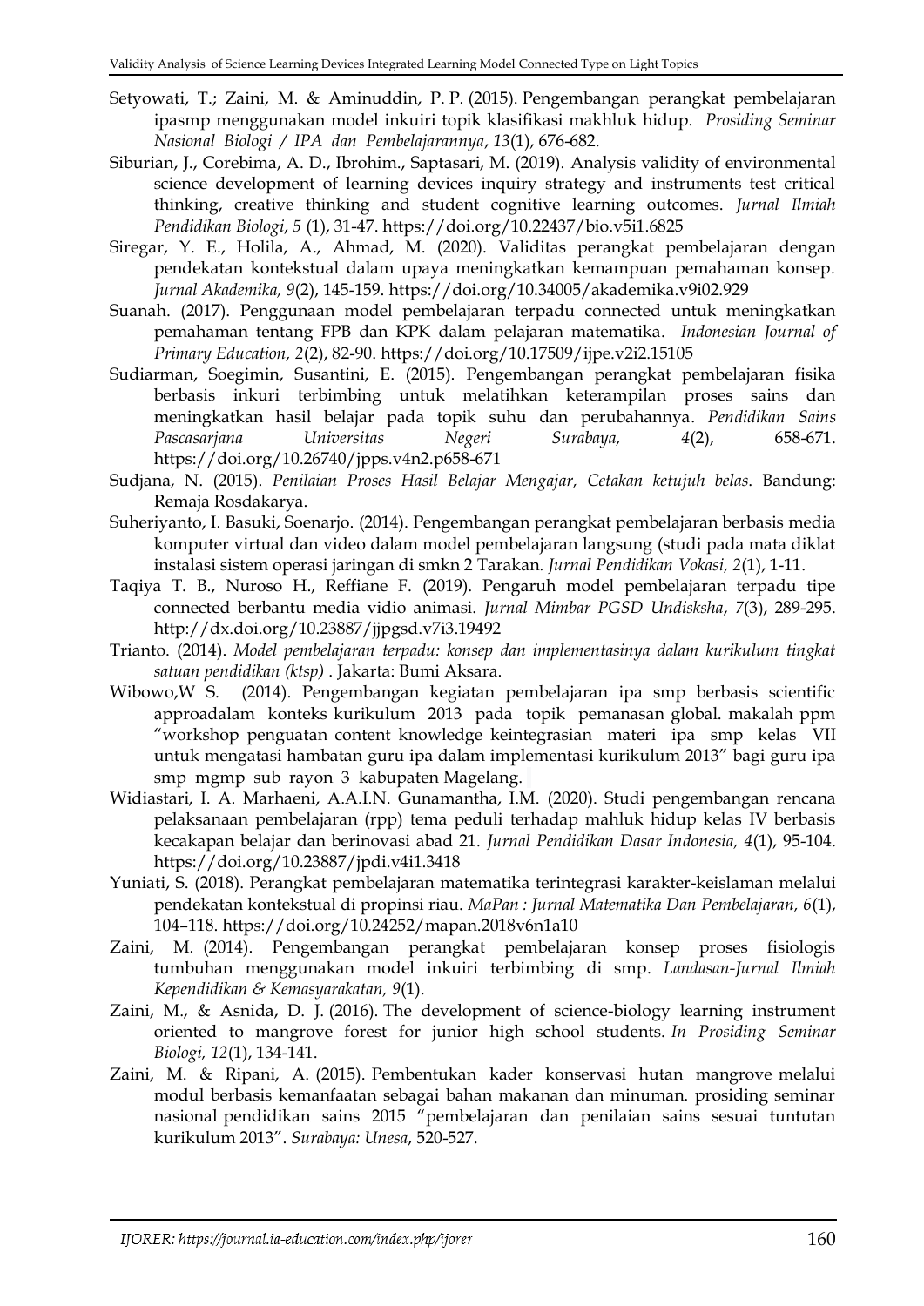Setyowati, T.; Zaini, M. & Aminuddin, P. P. (2015). Pengembangan perangkat pembelajaran ipasmp menggunakan model inkuiri topik klasifikasi makhluk hidup. *Prosiding Seminar Nasional Biologi / IPA dan Pembelajarannya*, *13*(1), 676-682.

Siburian, J., Corebima, A. D., Ibrohim., Saptasari, M. (2019). Analysis validity of environmental science development of learning devices inquiry strategy and instruments test critical thinking, creative thinking and student cognitive learning outcomes. *Jurnal Ilmiah Pendidikan Biologi*, *5* (1), 31-47. https://doi.org/10.22437/bio.v5i1.6825

Siregar, Y. E., Holila, A., Ahmad, M. (2020). Validitas perangkat pembelajaran dengan pendekatan kontekstual dalam upaya meningkatkan kemampuan pemahaman konsep. *Jurnal Akademika, 9*(2), 145-159. https://doi.org/10.34005/akademika.v9i02.929

Suanah. (2017). Penggunaan model pembelajaran terpadu connected untuk meningkatkan pemahaman tentang FPB dan KPK dalam pelajaran matematika. *Indonesian Journal of Primary Education, 2*(2), 82-90. https://doi.org/10.17509/ijpe.v2i2.15105

Sudiarman, Soegimin, Susantini, E. (2015). Pengembangan perangkat pembelajaran fisika berbasis inkuri terbimbing untuk melatihkan keterampilan proses sains dan meningkatkan hasil belajar pada topik suhu dan perubahannya. *Pendidikan Sains Pascasarjana Universitas Negeri Surabaya,* *4*(2), 658-671. https://doi.org/10.26740/jpps.v4n2.p658-671

Sudjana, N. (2015). *Penilaian Proses Hasil Belajar Mengajar, Cetakan ketujuh belas*. Bandung: Remaja Rosdakarya.

Suheriyanto, I. Basuki, Soenarjo. (2014). Pengembangan perangkat pembelajaran berbasis media komputer virtual dan video dalam model pembelajaran langsung (studi pada mata diklat instalasi sistem operasi jaringan di smkn 2 Tarakan. *Jurnal Pendidikan Vokasi, 2*(1), 1-11.

Taqiya T. B., Nuroso H., Reffiane F. (2019). Pengaruh model pembelajaran terpadu tipe connected berbantu media vidio animasi. *Jurnal Mimbar PGSD Undiksha*, *7*(3), 289-295. http://dx.doi.org/10.23887/jjpgsd.v7i3.19492

Trianto. (2014). *Model pembelajaran terpadu: konsep dan implementasinya dalam kurikulum tingkat satuan pendidikan (ktsp)* . Jakarta: Bumi Aksara.

Wibowo,W S. (2014). Pengembangan kegiatan pembelajaran ipa smp berbasis scientific approadalam konteks kurikulum 2013 pada topik pemanasan global. makalah ppm "workshop penguatan content knowledge keintegrasian materi ipa smp kelas VII untuk mengatasi hambatan guru ipa dalam implementasi kurikulum 2013" bagi guru ipa smp mgmp sub rayon 3 kabupaten Magelang.

Widiastari, I. A. Marhaeni, A.A.I.N. Gunamantha, I.M. (2020). Studi pengembangan rencana pelaksanaan pembelajaran (rpp) tema peduli terhadap mahluk hidup kelas IV berbasis kecakapan belajar dan berinovasi abad 21. *Jurnal Pendidikan Dasar Indonesia, 4*(1), 95-104. https://doi.org/10.23887/jpdi.v4i1.3418

Yuniati, S. (2018). Perangkat pembelajaran matematika terintegrasi karakter-keislaman melalui pendekatan kontekstual di propinsi riau. *MaPan : Jurnal Matematika Dan Pembelajaran, 6*(1), 104–118. https://doi.org/10.24252/mapan.2018v6n1a10

Zaini, M. (2014). Pengembangan perangkat pembelajaran konsep proses fisiologis tumbuhan menggunakan model inkuiri terbimbing di smp. *Landasan-Jurnal Ilmiah Kependidikan & Kemasyarakatan, 9*(1).

Zaini, M., & Asnida, D. J. (2016). The development of science-biology learning instrument oriented to mangrove forest for junior high school students. *In Prosiding Seminar Biologi, 12*(1), 134-141.

Zaini, M. & Ripani, A. (2015). Pembentukan kader konservasi hutan mangrove melalui modul berbasis kemanfaatan sebagai bahan makanan dan minuman. prosiding seminar nasional pendidikan sains 2015 "pembelajaran dan penilaian sains sesuai tuntutan kurikulum 2013". *Surabaya: Unesa*, 520-527.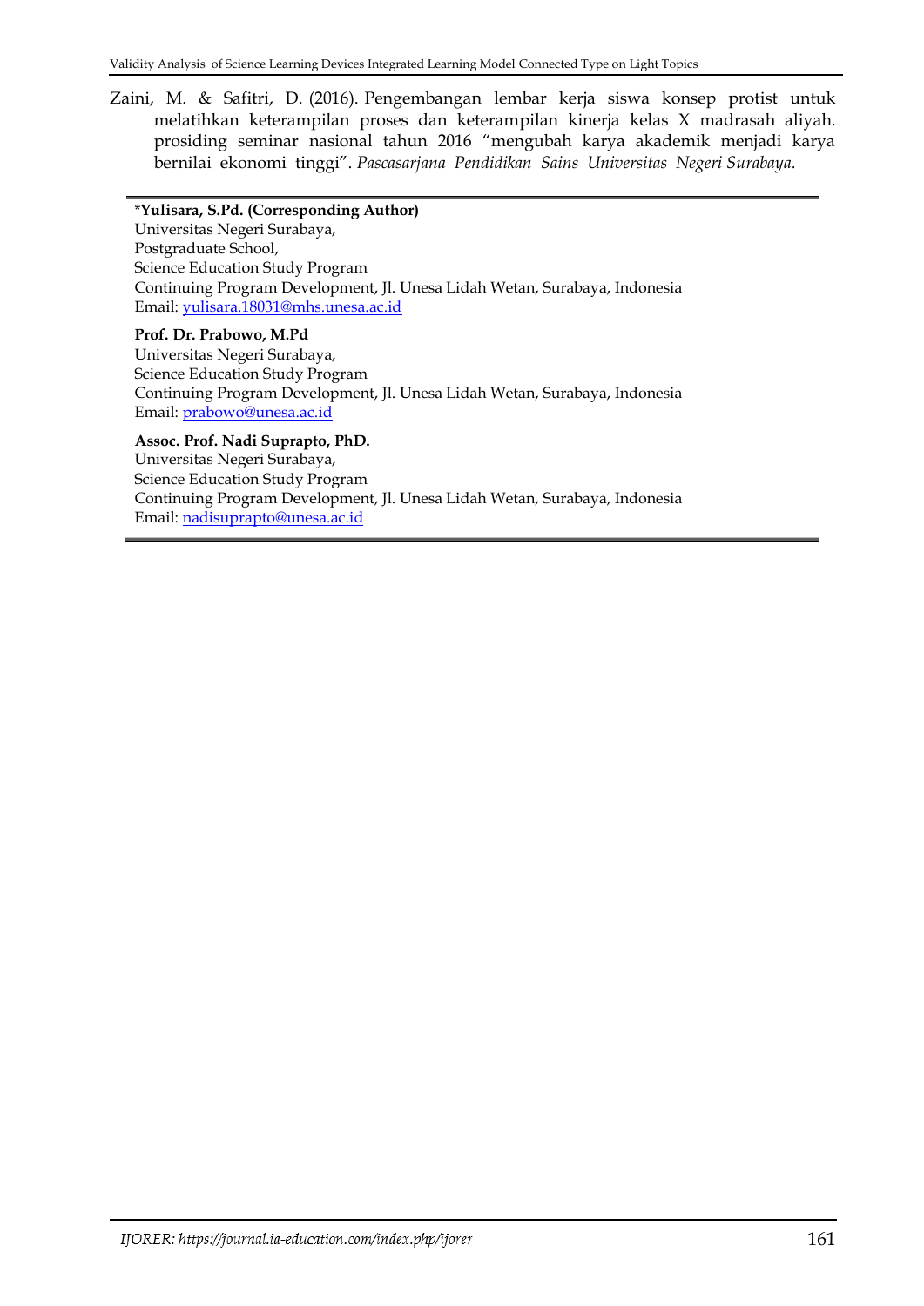Zaini, M. & Safitri, D. (2016). Pengembangan lembar kerja siswa konsep protist untuk melatihkan keterampilan proses dan keterampilan kinerja kelas X madrasah aliyah. prosiding seminar nasional tahun 2016 "mengubah karya akademik menjadi karya bernilai ekonomi tinggi". *Pascasarjana Pendidikan Sains Universitas Negeri Surabaya.*

---

**\*Yulisara, S.Pd. (Corresponding Author)**
Universitas Negeri Surabaya,
Postgraduate School,
Science Education Study Program
Continuing Program Development, Jl. Unesa Lidah Wetan, Surabaya, Indonesia
Email: yulisara.18031@mhs.unesa.ac.id

**Prof. Dr. Prabowo, M.Pd**
Universitas Negeri Surabaya,
Science Education Study Program
Continuing Program Development, Jl. Unesa Lidah Wetan, Surabaya, Indonesia
Email: prabowo@unesa.ac.id

**Assoc. Prof. Nadi Suprapto, PhD.**
Universitas Negeri Surabaya,
Science Education Study Program
Continuing Program Development, Jl. Unesa Lidah Wetan, Surabaya, Indonesia
Email: nadisuprapto@unesa.ac.id

---